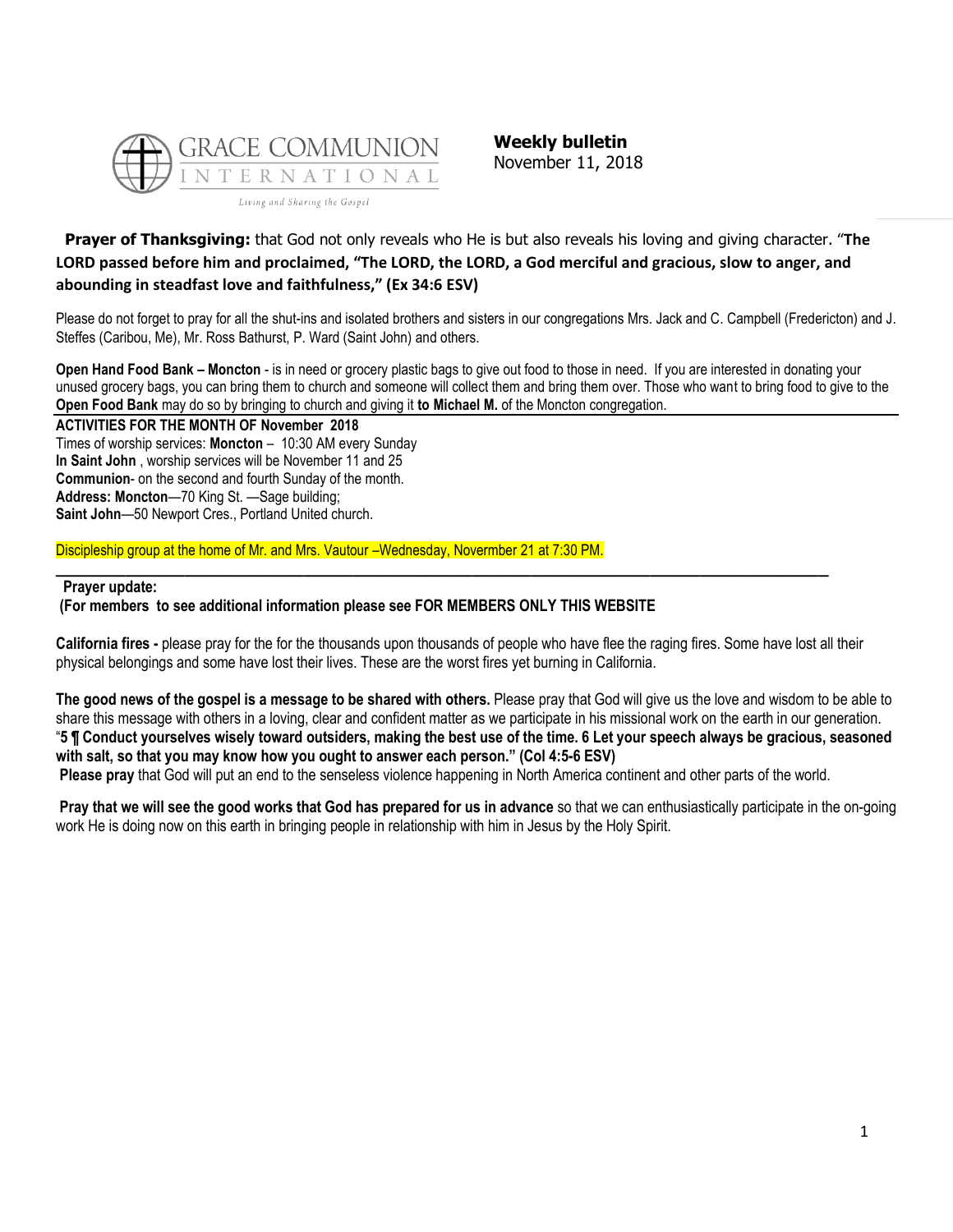GRACE COMMUNION INTERNATIONAL

*Living and Sharing the Gospel*

**Weekly bulletin**
November 11, 2018

**Prayer of Thanksgiving:** that God not only reveals who He is but also reveals his loving and giving character. "**The LORD passed before him and proclaimed, "The LORD, the LORD, a God merciful and gracious, slow to anger, and abounding in steadfast love and faithfulness," (Ex 34:6 ESV)**

Please do not forget to pray for all the shut-ins and isolated brothers and sisters in our congregations Mrs. Jack and C. Campbell (Fredericton) and J. Steffes (Caribou, Me), Mr. Ross Bathurst, P. Ward (Saint John) and others.

**Open Hand Food Bank – Moncton** - is in need or grocery plastic bags to give out food to those in need. If you are interested in donating your unused grocery bags, you can bring them to church and someone will collect them and bring them over. Those who want to bring food to give to the **Open Food Bank** may do so by bringing to church and giving it **to Michael M.** of the Moncton congregation.

**ACTIVITIES FOR THE MONTH OF November 2018**

Times of worship services: **Moncton** – 10:30 AM every Sunday
**In Saint John** , worship services will be November 11 and 25
**Communion**- on the second and fourth Sunday of the month.
**Address: Moncton**—70 King St. —Sage building;
**Saint John**—50 Newport Cres., Portland United church.

Discipleship group at the home of Mr. and Mrs. Vautour –Wednesday, Novermber 21 at 7:30 PM.

**Prayer update:**
**(For members to see additional information please see FOR MEMBERS ONLY THIS WEBSITE**

**California fires -** please pray for the for the thousands upon thousands of people who have flee the raging fires. Some have lost all their physical belongings and some have lost their lives. These are the worst fires yet burning in California.

**The good news of the gospel is a message to be shared with others.** Please pray that God will give us the love and wisdom to be able to share this message with others in a loving, clear and confident matter as we participate in his missional work on the earth in our generation. "**5 ¶ Conduct yourselves wisely toward outsiders, making the best use of the time. 6 Let your speech always be gracious, seasoned with salt, so that you may know how you ought to answer each person." (Col 4:5-6 ESV)**

**Please pray** that God will put an end to the senseless violence happening in North America continent and other parts of the world.

**Pray that we will see the good works that God has prepared for us in advance** so that we can enthusiastically participate in the on-going work He is doing now on this earth in bringing people in relationship with him in Jesus by the Holy Spirit.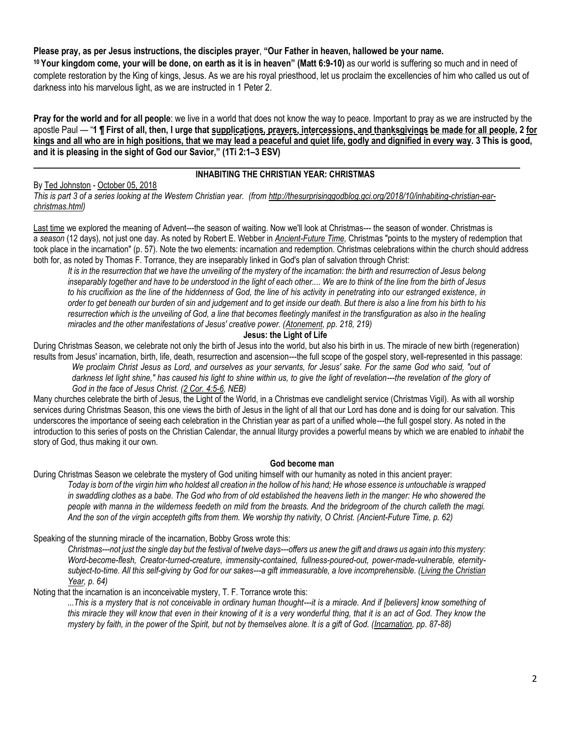**Please pray, as per Jesus instructions, the disciples prayer**, **"Our Father in heaven, hallowed be your name.**
**10 Your kingdom come, your will be done, on earth as it is in heaven" (Matt 6:9-10)** as our world is suffering so much and in need of complete restoration by the King of kings, Jesus. As we are his royal priesthood, let us proclaim the excellencies of him who called us out of darkness into his marvelous light, as we are instructed in 1 Peter 2.

**Pray for the world and for all people**: we live in a world that does not know the way to peace. Important to pray as we are instructed by the apostle Paul — "**1 ¶ First of all, then, I urge that supplications, prayers, intercessions, and thanksgivings be made for all people, 2 for kings and all who are in high positions, that we may lead a peaceful and quiet life, godly and dignified in every way. 3 This is good, and it is pleasing in the sight of God our Savior," (1Ti 2:1–3 ESV)**

---

## INHABITING THE CHRISTIAN YEAR: CHRISTMAS

By Ted Johnston - October 05, 2018
*This is part 3 of a series looking at the Western Christian year. (from http://thesurprisinggodblog.gci.org/2018/10/inhabiting-christian-ear-christmas.html)*

Last time we explored the meaning of Advent---the season of waiting. Now we'll look at Christmas--- the season of wonder. Christmas is a *season* (12 days), not just one day. As noted by Robert E. Webber in *Ancient-Future Time,* Christmas "points to the mystery of redemption that took place in the incarnation" (p. 57). Note the two elements: incarnation and redemption. Christmas celebrations within the church should address both for, as noted by Thomas F. Torrance, they are inseparably linked in God's plan of salvation through Christ:

> *It is in the resurrection that we have the unveiling of the mystery of the incarnation: the birth and resurrection of Jesus belong inseparably together and have to be understood in the light of each other.... We are to think of the line from the birth of Jesus to his crucifixion as the line of the hiddenness of God, the line of his activity in penetrating into our estranged existence, in order to get beneath our burden of sin and judgement and to get inside our death. But there is also a line from his birth to his resurrection which is the unveiling of God, a line that becomes fleetingly manifest in the transfiguration as also in the healing miracles and the other manifestations of Jesus' creative power. (Atonement, pp. 218, 219)*

### Jesus: the Light of Life

During Christmas Season, we celebrate not only the birth of Jesus into the world, but also his birth in us. The miracle of new birth (regeneration) results from Jesus' incarnation, birth, life, death, resurrection and ascension---the full scope of the gospel story, well-represented in this passage:

> *We proclaim Christ Jesus as Lord, and ourselves as your servants, for Jesus' sake. For the same God who said, "out of darkness let light shine," has caused his light to shine within us, to give the light of revelation---the revelation of the glory of God in the face of Jesus Christ. (2 Cor. 4:5-6, NEB)*

Many churches celebrate the birth of Jesus, the Light of the World, in a Christmas eve candlelight service (Christmas Vigil). As with all worship services during Christmas Season, this one views the birth of Jesus in the light of all that our Lord has done and is doing for our salvation. This underscores the importance of seeing each celebration in the Christian year as part of a unified whole---the full gospel story. As noted in the introduction to this series of posts on the Christian Calendar, the annual liturgy provides a powerful means by which we are enabled to *inhabit* the story of God, thus making it our own.

### God become man

During Christmas Season we celebrate the mystery of God uniting himself with our humanity as noted in this ancient prayer:

> *Today is born of the virgin him who holdest all creation in the hollow of his hand; He whose essence is untouchable is wrapped in swaddling clothes as a babe. The God who from of old established the heavens lieth in the manger: He who showered the people with manna in the wilderness feedeth on mild from the breasts. And the bridegroom of the church calleth the magi. And the son of the virgin accepteth gifts from them. We worship thy nativity, O Christ. (Ancient-Future Time, p. 62)*

Speaking of the stunning miracle of the incarnation, Bobby Gross wrote this:

> *Christmas---not just the single day but the festival of twelve days---offers us anew the gift and draws us again into this mystery: Word-become-flesh, Creator-turned-creature, immensity-contained, fullness-poured-out, power-made-vulnerable, eternity-subject-to-time. All this self-giving by God for our sakes---a gift immeasurable, a love incomprehensible. (Living the Christian Year, p. 64)*

Noting that the incarnation is an inconceivable mystery, T. F. Torrance wrote this:

> *...This is a mystery that is not conceivable in ordinary human thought---it is a miracle. And if [believers] know something of this miracle they will know that even in their knowing of it is a very wonderful thing, that it is an act of God. They know the mystery by faith, in the power of the Spirit, but not by themselves alone. It is a gift of God. (Incarnation, pp. 87-88)*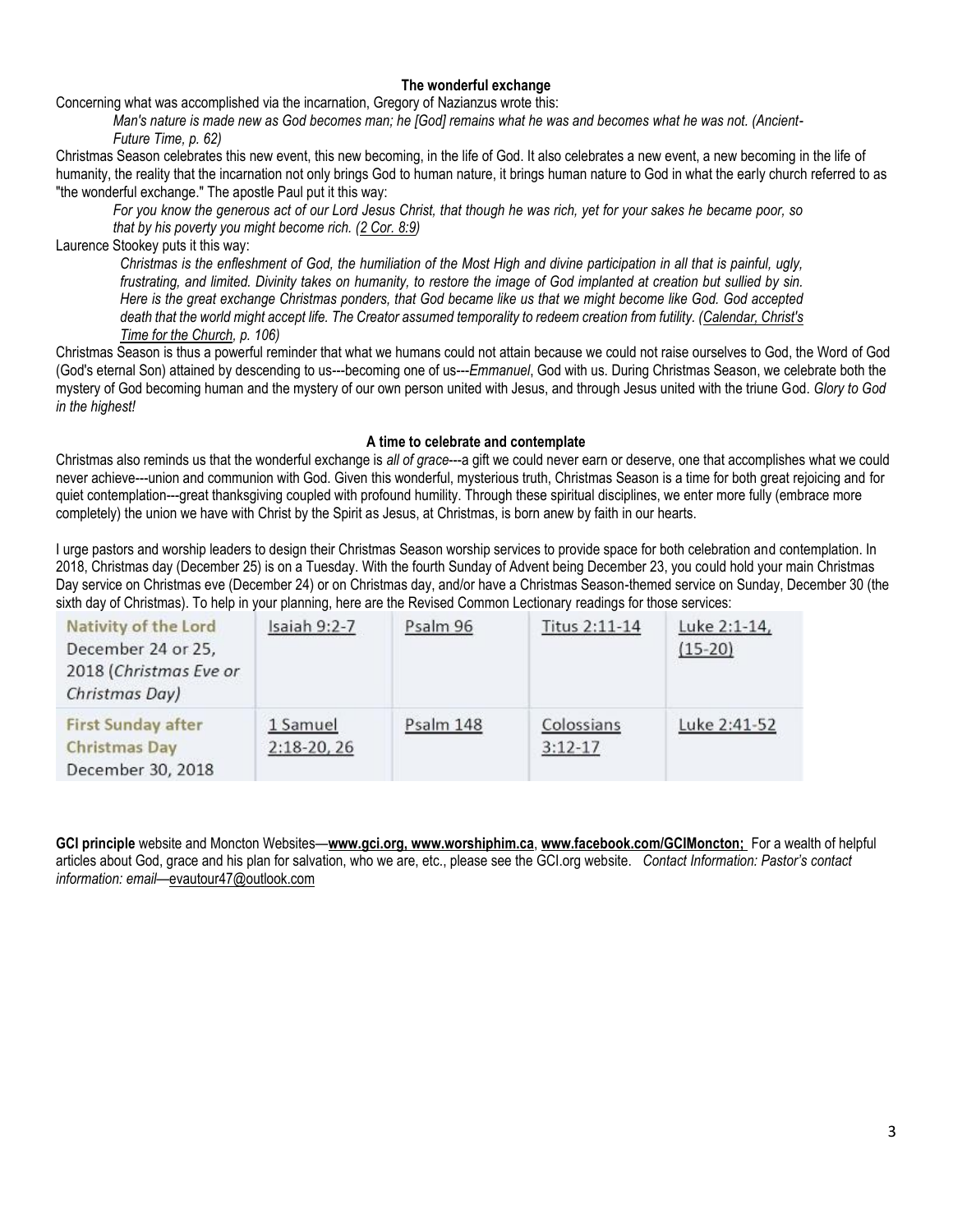### The wonderful exchange

Concerning what was accomplished via the incarnation, Gregory of Nazianzus wrote this:

> *Man's nature is made new as God becomes man; he [God] remains what he was and becomes what he was not. (Ancient-Future Time, p. 62)*

Christmas Season celebrates this new event, this new becoming, in the life of God. It also celebrates a new event, a new becoming in the life of humanity, the reality that the incarnation not only brings God to human nature, it brings human nature to God in what the early church referred to as "the wonderful exchange." The apostle Paul put it this way:

> *For you know the generous act of our Lord Jesus Christ, that though he was rich, yet for your sakes he became poor, so that by his poverty you might become rich. (2 Cor. 8:9)*

Laurence Stookey puts it this way:

> *Christmas is the enfleshment of God, the humiliation of the Most High and divine participation in all that is painful, ugly, frustrating, and limited. Divinity takes on humanity, to restore the image of God implanted at creation but sullied by sin. Here is the great exchange Christmas ponders, that God became like us that we might become like God. God accepted death that the world might accept life. The Creator assumed temporality to redeem creation from futility. (Calendar, Christ's Time for the Church, p. 106)*

Christmas Season is thus a powerful reminder that what we humans could not attain because we could not raise ourselves to God, the Word of God (God's eternal Son) attained by descending to us---becoming one of us---*Emmanuel*, God with us. During Christmas Season, we celebrate both the mystery of God becoming human and the mystery of our own person united with Jesus, and through Jesus united with the triune God. *Glory to God in the highest!*

### A time to celebrate and contemplate

Christmas also reminds us that the wonderful exchange is *all of grace*---a gift we could never earn or deserve, one that accomplishes what we could never achieve---union and communion with God. Given this wonderful, mysterious truth, Christmas Season is a time for both great rejoicing and for quiet contemplation---great thanksgiving coupled with profound humility. Through these spiritual disciplines, we enter more fully (embrace more completely) the union we have with Christ by the Spirit as Jesus, at Christmas, is born anew by faith in our hearts.

I urge pastors and worship leaders to design their Christmas Season worship services to provide space for both celebration and contemplation. In 2018, Christmas day (December 25) is on a Tuesday. With the fourth Sunday of Advent being December 23, you could hold your main Christmas Day service on Christmas eve (December 24) or on Christmas day, and/or have a Christmas Season-themed service on Sunday, December 30 (the sixth day of Christmas). To help in your planning, here are the Revised Common Lectionary readings for those services:

| | | | | |
|---|---|---|---|---|
| Nativity of the Lord December 24 or 25, 2018 (*Christmas Eve or Christmas Day*) | Isaiah 9:2-7 | Psalm 96 | Titus 2:11-14 | Luke 2:1-14, (15-20) |
| First Sunday after Christmas Day December 30, 2018 | 1 Samuel 2:18-20, 26 | Psalm 148 | Colossians 3:12-17 | Luke 2:41-52 |

**GCI principle** website and Moncton Websites—**www.gci.org, www.worshiphim.ca**, **www.facebook.com/GCIMoncton;** For a wealth of helpful articles about God, grace and his plan for salvation, who we are, etc., please see the GCI.org website. *Contact Information: Pastor's contact information: email*—evautour47@outlook.com